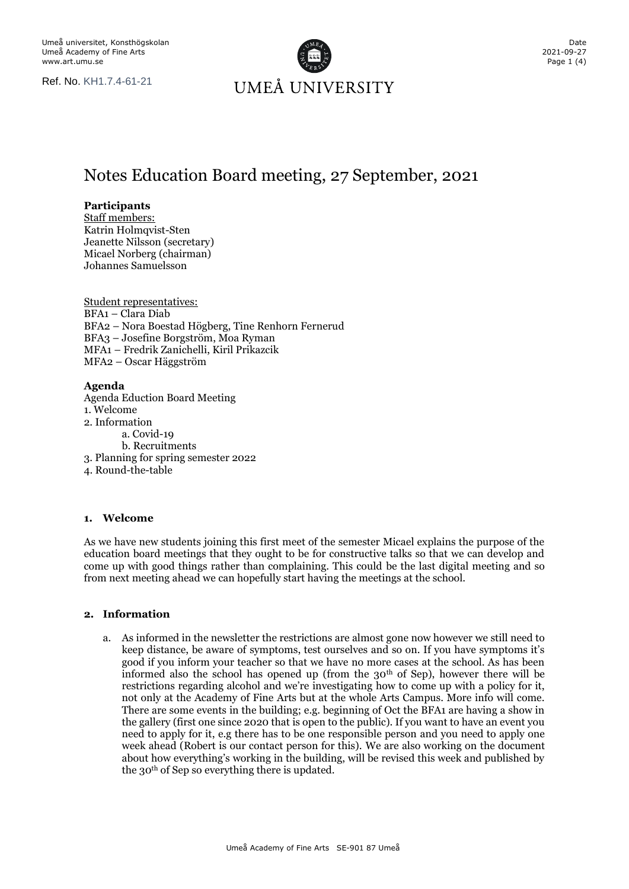Umeå universitet, Konsthögskolan
Umeå Academy of Fine Arts
www.art.umu.se

Ref. No. KH1.7.4-61-21

UMEÅ UNIVERSITY

Date
2021-09-27

# Notes Education Board meeting, 27 September, 2021

**Participants**

Staff members:
Katrin Holmqvist-Sten
Jeanette Nilsson (secretary)
Micael Norberg (chairman)
Johannes Samuelsson

Student representatives:
BFA1 – Clara Diab
BFA2 – Nora Boestad Högberg, Tine Renhorn Fernerud
BFA3 – Josefine Borgström, Moa Ryman
MFA1 – Fredrik Zanichelli, Kiril Prikazcik
MFA2 – Oscar Häggström

**Agenda**

Agenda Eduction Board Meeting
1. Welcome
2. Information
    a. Covid-19
    b. Recruitments
3. Planning for spring semester 2022
4. Round-the-table

## 1. Welcome

As we have new students joining this first meet of the semester Micael explains the purpose of the education board meetings that they ought to be for constructive talks so that we can develop and come up with good things rather than complaining. This could be the last digital meeting and so from next meeting ahead we can hopefully start having the meetings at the school.

## 2. Information

a. As informed in the newsletter the restrictions are almost gone now however we still need to keep distance, be aware of symptoms, test ourselves and so on. If you have symptoms it's good if you inform your teacher so that we have no more cases at the school. As has been informed also the school has opened up (from the 30th of Sep), however there will be restrictions regarding alcohol and we're investigating how to come up with a policy for it, not only at the Academy of Fine Arts but at the whole Arts Campus. More info will come. There are some events in the building; e.g. beginning of Oct the BFA1 are having a show in the gallery (first one since 2020 that is open to the public). If you want to have an event you need to apply for it, e.g there has to be one responsible person and you need to apply one week ahead (Robert is our contact person for this). We are also working on the document about how everything's working in the building, will be revised this week and published by the 30th of Sep so everything there is updated.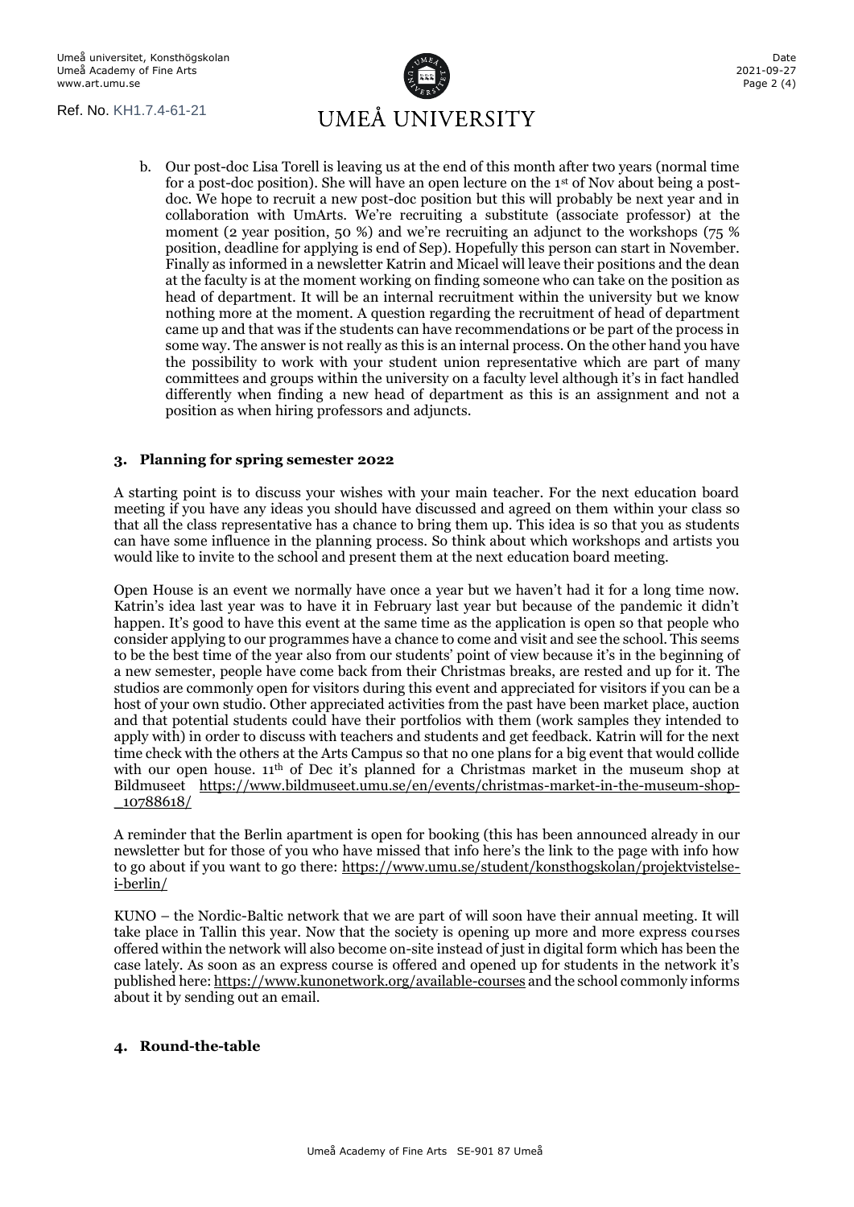b. Our post-doc Lisa Torell is leaving us at the end of this month after two years (normal time for a post-doc position). She will have an open lecture on the 1st of Nov about being a post-doc. We hope to recruit a new post-doc position but this will probably be next year and in collaboration with UmArts. We're recruiting a substitute (associate professor) at the moment (2 year position, 50 %) and we're recruiting an adjunct to the workshops (75 % position, deadline for applying is end of Sep). Hopefully this person can start in November. Finally as informed in a newsletter Katrin and Micael will leave their positions and the dean at the faculty is at the moment working on finding someone who can take on the position as head of department. It will be an internal recruitment within the university but we know nothing more at the moment. A question regarding the recruitment of head of department came up and that was if the students can have recommendations or be part of the process in some way. The answer is not really as this is an internal process. On the other hand you have the possibility to work with your student union representative which are part of many committees and groups within the university on a faculty level although it's in fact handled differently when finding a new head of department as this is an assignment and not a position as when hiring professors and adjuncts.

## 3. Planning for spring semester 2022

A starting point is to discuss your wishes with your main teacher. For the next education board meeting if you have any ideas you should have discussed and agreed on them within your class so that all the class representative has a chance to bring them up. This idea is so that you as students can have some influence in the planning process. So think about which workshops and artists you would like to invite to the school and present them at the next education board meeting.

Open House is an event we normally have once a year but we haven't had it for a long time now. Katrin's idea last year was to have it in February last year but because of the pandemic it didn't happen. It's good to have this event at the same time as the application is open so that people who consider applying to our programmes have a chance to come and visit and see the school. This seems to be the best time of the year also from our students' point of view because it's in the beginning of a new semester, people have come back from their Christmas breaks, are rested and up for it. The studios are commonly open for visitors during this event and appreciated for visitors if you can be a host of your own studio. Other appreciated activities from the past have been market place, auction and that potential students could have their portfolios with them (work samples they intended to apply with) in order to discuss with teachers and students and get feedback. Katrin will for the next time check with the others at the Arts Campus so that no one plans for a big event that would collide with our open house. 11th of Dec it's planned for a Christmas market in the museum shop at Bildmuseet https://www.bildmuseet.umu.se/en/events/christmas-market-in-the-museum-shop-_10788618/

A reminder that the Berlin apartment is open for booking (this has been announced already in our newsletter but for those of you who have missed that info here's the link to the page with info how to go about if you want to go there: https://www.umu.se/student/konsthogskolan/projektvistelse-i-berlin/

KUNO – the Nordic-Baltic network that we are part of will soon have their annual meeting. It will take place in Tallin this year. Now that the society is opening up more and more express courses offered within the network will also become on-site instead of just in digital form which has been the case lately. As soon as an express course is offered and opened up for students in the network it's published here: https://www.kunonetwork.org/available-courses and the school commonly informs about it by sending out an email.

## 4. Round-the-table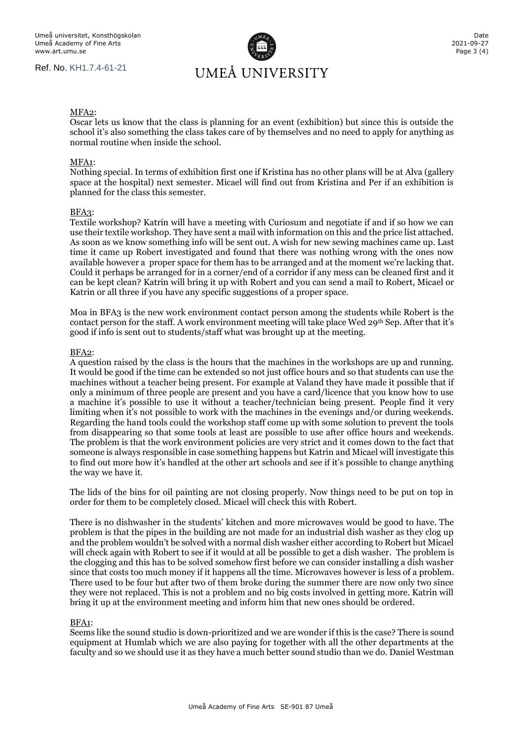MFA2:

Oscar lets us know that the class is planning for an event (exhibition) but since this is outside the school it's also something the class takes care of by themselves and no need to apply for anything as normal routine when inside the school.

MFA1:

Nothing special. In terms of exhibition first one if Kristina has no other plans will be at Alva (gallery space at the hospital) next semester. Micael will find out from Kristina and Per if an exhibition is planned for the class this semester.

BFA3:

Textile workshop? Katrin will have a meeting with Curiosum and negotiate if and if so how we can use their textile workshop. They have sent a mail with information on this and the price list attached. As soon as we know something info will be sent out. A wish for new sewing machines came up. Last time it came up Robert investigated and found that there was nothing wrong with the ones now available however a proper space for them has to be arranged and at the moment we're lacking that. Could it perhaps be arranged for in a corner/end of a corridor if any mess can be cleaned first and it can be kept clean? Katrin will bring it up with Robert and you can send a mail to Robert, Micael or Katrin or all three if you have any specific suggestions of a proper space.

Moa in BFA3 is the new work environment contact person among the students while Robert is the contact person for the staff. A work environment meeting will take place Wed 29th Sep. After that it's good if info is sent out to students/staff what was brought up at the meeting.

BFA2:

A question raised by the class is the hours that the machines in the workshops are up and running. It would be good if the time can be extended so not just office hours and so that students can use the machines without a teacher being present. For example at Valand they have made it possible that if only a minimum of three people are present and you have a card/licence that you know how to use a machine it's possible to use it without a teacher/technician being present. People find it very limiting when it's not possible to work with the machines in the evenings and/or during weekends. Regarding the hand tools could the workshop staff come up with some solution to prevent the tools from disappearing so that some tools at least are possible to use after office hours and weekends. The problem is that the work environment policies are very strict and it comes down to the fact that someone is always responsible in case something happens but Katrin and Micael will investigate this to find out more how it's handled at the other art schools and see if it's possible to change anything the way we have it.

The lids of the bins for oil painting are not closing properly. Now things need to be put on top in order for them to be completely closed. Micael will check this with Robert.

There is no dishwasher in the students' kitchen and more microwaves would be good to have. The problem is that the pipes in the building are not made for an industrial dish washer as they clog up and the problem wouldn't be solved with a normal dish washer either according to Robert but Micael will check again with Robert to see if it would at all be possible to get a dish washer. The problem is the clogging and this has to be solved somehow first before we can consider installing a dish washer since that costs too much money if it happens all the time. Microwaves however is less of a problem. There used to be four but after two of them broke during the summer there are now only two since they were not replaced. This is not a problem and no big costs involved in getting more. Katrin will bring it up at the environment meeting and inform him that new ones should be ordered.

BFA1:

Seems like the sound studio is down-prioritized and we are wonder if this is the case? There is sound equipment at Humlab which we are also paying for together with all the other departments at the faculty and so we should use it as they have a much better sound studio than we do. Daniel Westman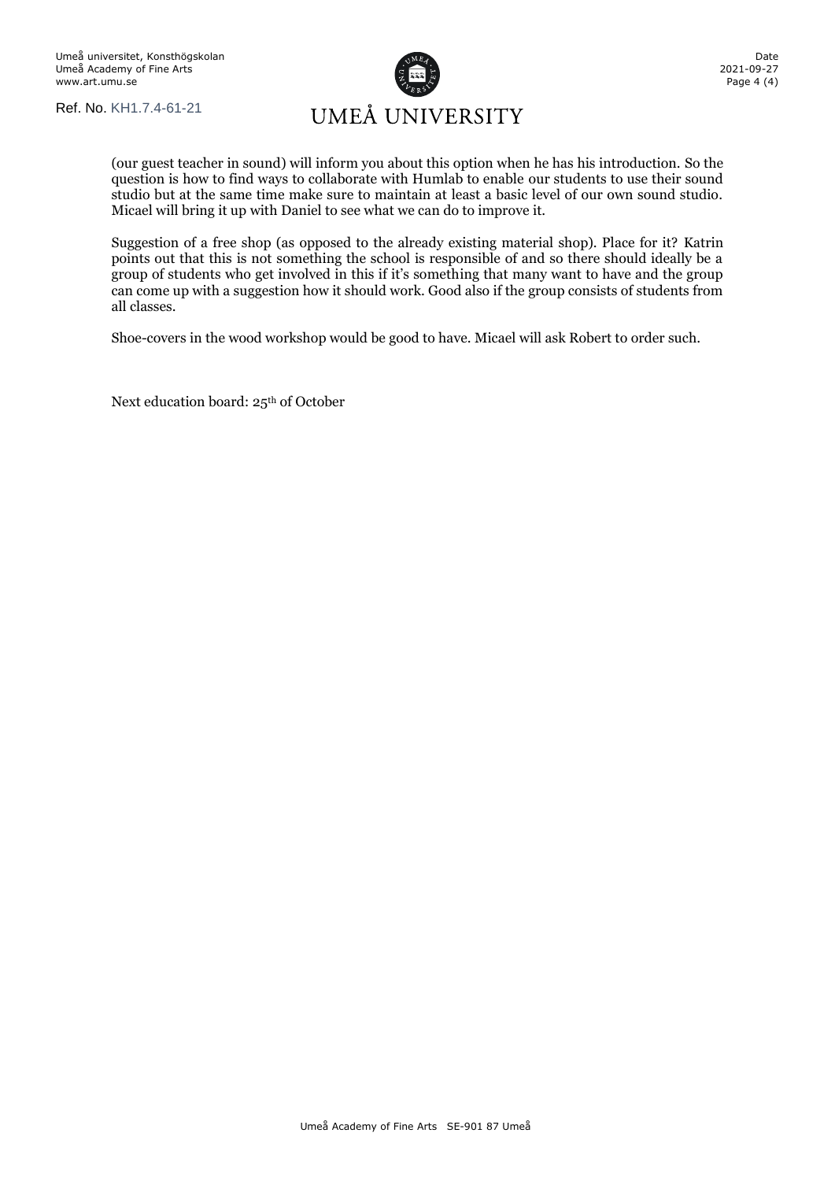(our guest teacher in sound) will inform you about this option when he has his introduction. So the question is how to find ways to collaborate with Humlab to enable our students to use their sound studio but at the same time make sure to maintain at least a basic level of our own sound studio. Micael will bring it up with Daniel to see what we can do to improve it.

Suggestion of a free shop (as opposed to the already existing material shop). Place for it? Katrin points out that this is not something the school is responsible of and so there should ideally be a group of students who get involved in this if it's something that many want to have and the group can come up with a suggestion how it should work. Good also if the group consists of students from all classes.

Shoe-covers in the wood workshop would be good to have. Micael will ask Robert to order such.

Next education board: 25th of October